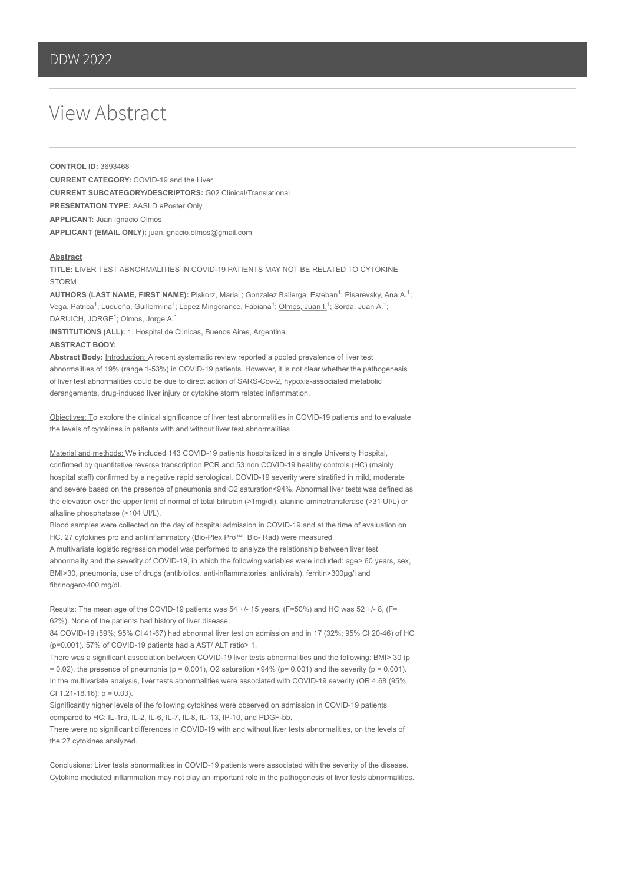# DDW 2022

## View Abstract

**CONTROL ID:** 3693468

**CURRENT CATEGORY:** COVID-19 and the Liver

**CURRENT SUBCATEGORY/DESCRIPTORS:** G02 Clinical/Translational

**PRESENTATION TYPE:** AASLD ePoster Only

**APPLICANT:** Juan Ignacio Olmos

**APPLICANT (EMAIL ONLY):** juan.ignacio.olmos@gmail.com

**Abstract**

**TITLE:** LIVER TEST ABNORMALITIES IN COVID-19 PATIENTS MAY NOT BE RELATED TO CYTOKINE STORM

**AUTHORS (LAST NAME, FIRST NAME):** Piskorz, Maria[1]; Gonzalez Ballerga, Esteban[1]; Pisarevsky, Ana A.[1]; Vega, Patrica[1]; Ludueña, Guillermina[1]; Lopez Mingorance, Fabiana[1]; Olmos, Juan I.[1]; Sorda, Juan A.[1]; DARUICH, JORGE[1]; Olmos, Jorge A.[1]

**INSTITUTIONS (ALL):** 1. Hospital de Clinicas, Buenos Aires, Argentina.

**ABSTRACT BODY:**

**Abstract Body:** Introduction: A recent systematic review reported a pooled prevalence of liver test abnormalities of 19% (range 1-53%) in COVID-19 patients. However, it is not clear whether the pathogenesis of liver test abnormalities could be due to direct action of SARS-Cov-2, hypoxia-associated metabolic derangements, drug-induced liver injury or cytokine storm related inflammation.

Objectives: To explore the clinical significance of liver test abnormalities in COVID-19 patients and to evaluate the levels of cytokines in patients with and without liver test abnormalities

Material and methods: We included 143 COVID-19 patients hospitalized in a single University Hospital, confirmed by quantitative reverse transcription PCR and 53 non COVID-19 healthy controls (HC) (mainly hospital staff) confirmed by a negative rapid serological. COVID-19 severity were stratified in mild, moderate and severe based on the presence of pneumonia and O2 saturation<94%. Abnormal liver tests was defined as the elevation over the upper limit of normal of total bilirubin (>1mg/dl), alanine aminotransferase (>31 UI/L) or alkaline phosphatase (>104 UI/L).

Blood samples were collected on the day of hospital admission in COVID-19 and at the time of evaluation on HC. 27 cytokines pro and antiinflammatory (Bio-Plex Pro™, Bio- Rad) were measured.

A multivariate logistic regression model was performed to analyze the relationship between liver test abnormality and the severity of COVID-19, in which the following variables were included: age> 60 years, sex, BMI>30, pneumonia, use of drugs (antibiotics, anti-inflammatories, antivirals), ferritin>300μg/l and fibrinogen>400 mg/dl.

Results: The mean age of the COVID-19 patients was 54 +/- 15 years, (F=50%) and HC was 52 +/- 8, (F= 62%). None of the patients had history of liver disease.

84 COVID-19 (59%; 95% CI 41-67) had abnormal liver test on admission and in 17 (32%; 95% CI 20-46) of HC (p=0.001). 57% of COVID-19 patients had a AST/ ALT ratio> 1.

There was a significant association between COVID-19 liver tests abnormalities and the following: BMI> 30 (p = 0.02), the presence of pneumonia (p = 0.001), O2 saturation <94% (p= 0.001) and the severity (p = 0.001). In the multivariate analysis, liver tests abnormalities were associated with COVID-19 severity (OR 4.68 (95% CI 1.21-18.16); p = 0.03).

Significantly higher levels of the following cytokines were observed on admission in COVID-19 patients compared to HC: IL-1ra, IL-2, IL-6, IL-7, IL-8, IL- 13, IP-10, and PDGF-bb.

There were no significant differences in COVID-19 with and without liver tests abnormalities, on the levels of the 27 cytokines analyzed.

Conclusions: Liver tests abnormalities in COVID-19 patients were associated with the severity of the disease. Cytokine mediated inflammation may not play an important role in the pathogenesis of liver tests abnormalities.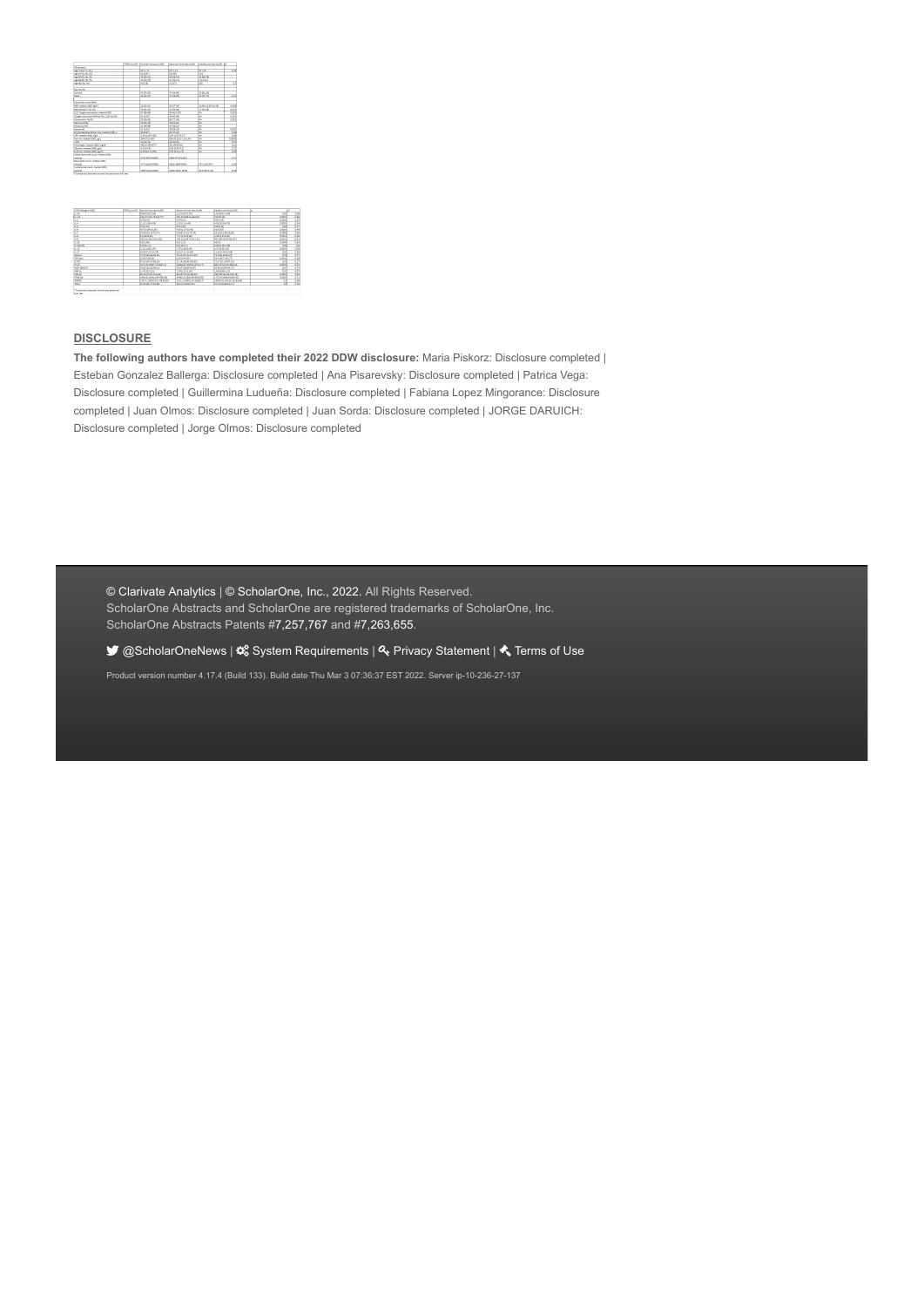## DISCLOSURE

**The following authors have completed their 2022 DDW disclosure:** Maria Piskorz: Disclosure completed | Esteban Gonzalez Ballerga: Disclosure completed | Ana Pisarevsky: Disclosure completed | Patrica Vega: Disclosure completed | Guillermina Ludueña: Disclosure completed | Fabiana Lopez Mingorance: Disclosure completed | Juan Olmos: Disclosure completed | Juan Sorda: Disclosure completed | JORGE DARUICH: Disclosure completed | Jorge Olmos: Disclosure completed